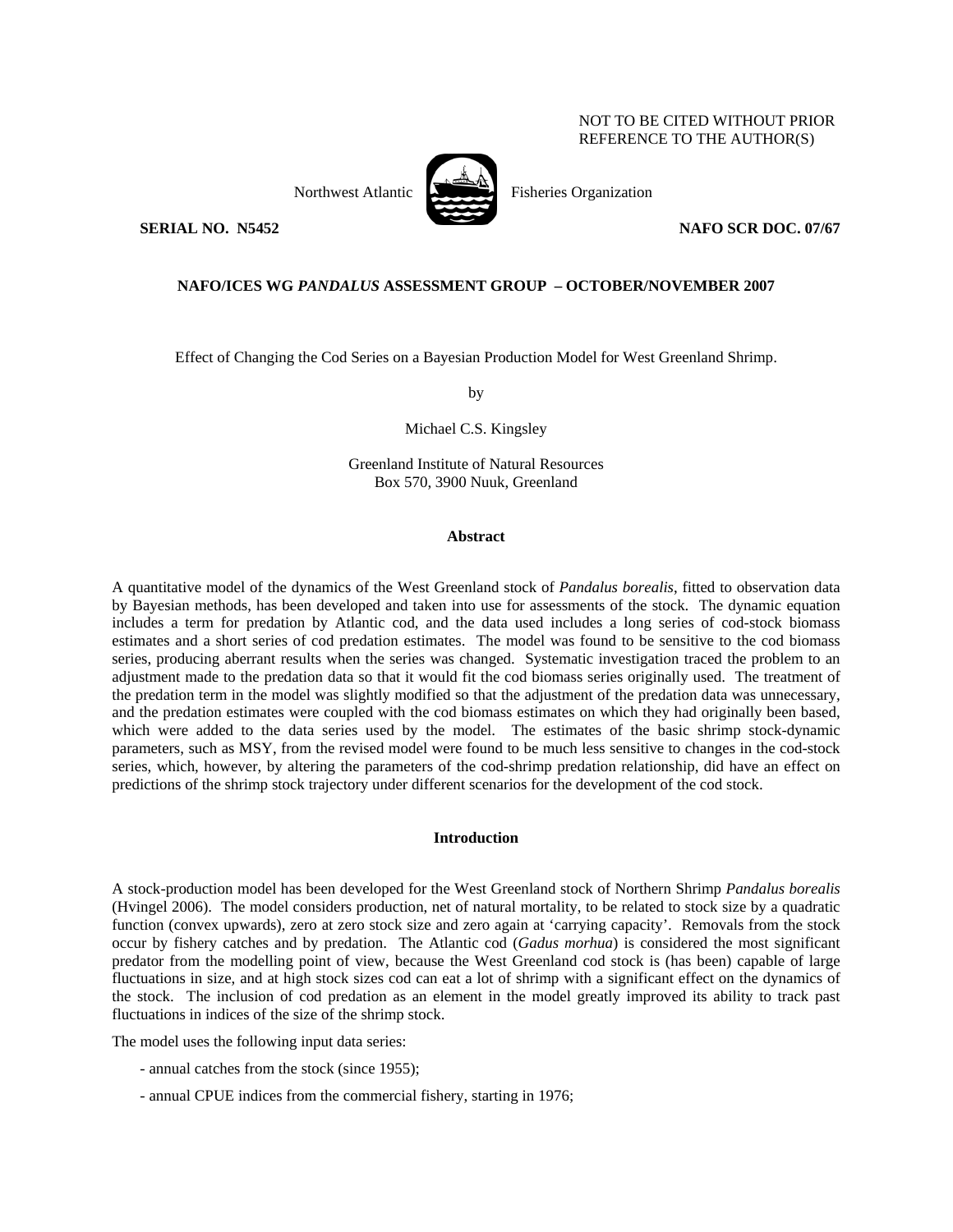NOT TO BE CITED WITHOUT PRIOR
REFERENCE TO THE AUTHOR(S)

Northwest Atlantic Fisheries Organization

**SERIAL NO. N5452** **NAFO SCR DOC. 07/67**

**NAFO/ICES WG *PANDALUS* ASSESSMENT GROUP – OCTOBER/NOVEMBER 2007**

Effect of Changing the Cod Series on a Bayesian Production Model for West Greenland Shrimp.

by

Michael C.S. Kingsley

Greenland Institute of Natural Resources
Box 570, 3900 Nuuk, Greenland

## Abstract

A quantitative model of the dynamics of the West Greenland stock of *Pandalus borealis*, fitted to observation data by Bayesian methods, has been developed and taken into use for assessments of the stock. The dynamic equation includes a term for predation by Atlantic cod, and the data used includes a long series of cod-stock biomass estimates and a short series of cod predation estimates. The model was found to be sensitive to the cod biomass series, producing aberrant results when the series was changed. Systematic investigation traced the problem to an adjustment made to the predation data so that it would fit the cod biomass series originally used. The treatment of the predation term in the model was slightly modified so that the adjustment of the predation data was unnecessary, and the predation estimates were coupled with the cod biomass estimates on which they had originally been based, which were added to the data series used by the model. The estimates of the basic shrimp stock-dynamic parameters, such as MSY, from the revised model were found to be much less sensitive to changes in the cod-stock series, which, however, by altering the parameters of the cod-shrimp predation relationship, did have an effect on predictions of the shrimp stock trajectory under different scenarios for the development of the cod stock.

## Introduction

A stock-production model has been developed for the West Greenland stock of Northern Shrimp *Pandalus borealis* (Hvingel 2006). The model considers production, net of natural mortality, to be related to stock size by a quadratic function (convex upwards), zero at zero stock size and zero again at 'carrying capacity'. Removals from the stock occur by fishery catches and by predation. The Atlantic cod (*Gadus morhua*) is considered the most significant predator from the modelling point of view, because the West Greenland cod stock is (has been) capable of large fluctuations in size, and at high stock sizes cod can eat a lot of shrimp with a significant effect on the dynamics of the stock. The inclusion of cod predation as an element in the model greatly improved its ability to track past fluctuations in indices of the size of the shrimp stock.

The model uses the following input data series:

- annual catches from the stock (since 1955);
- annual CPUE indices from the commercial fishery, starting in 1976;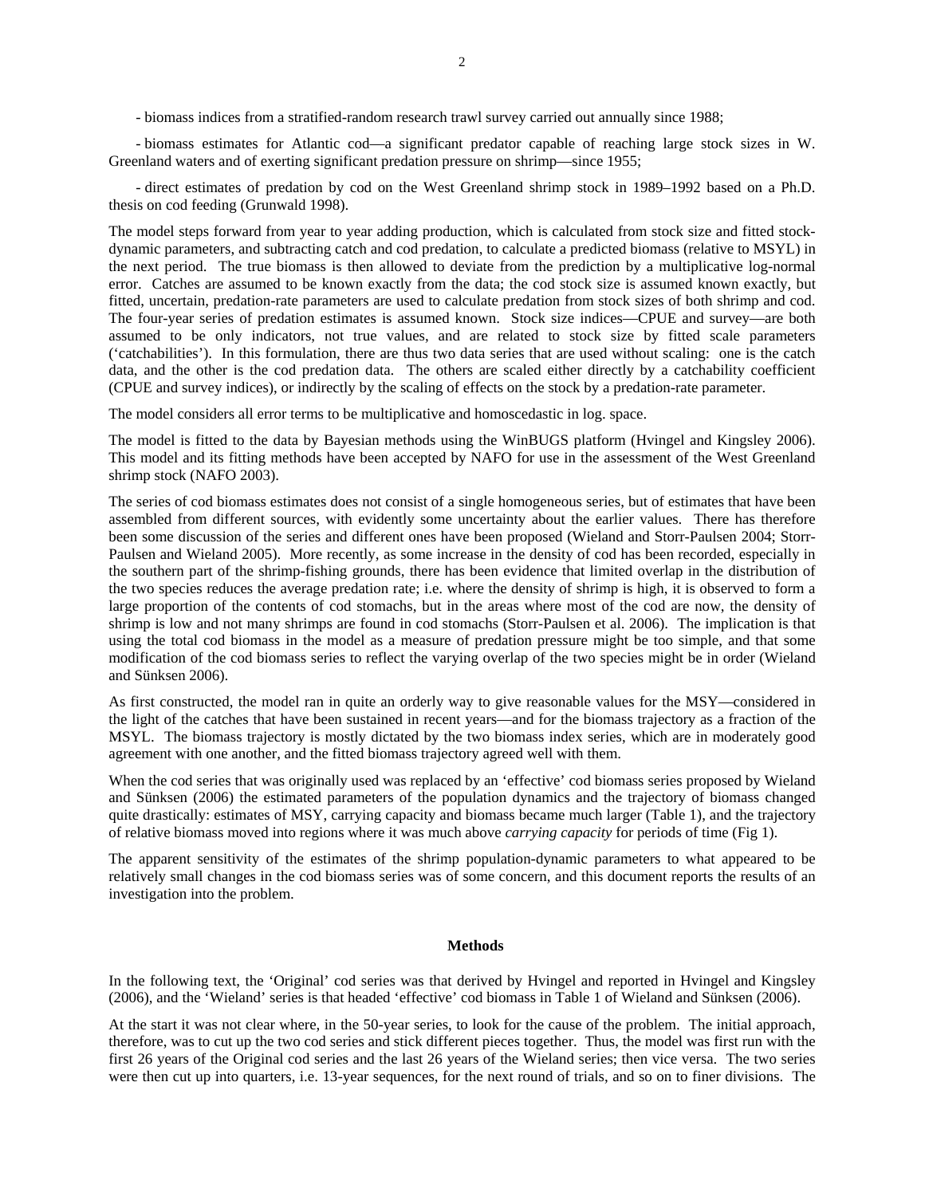- biomass indices from a stratified-random research trawl survey carried out annually since 1988;

- biomass estimates for Atlantic cod—a significant predator capable of reaching large stock sizes in W. Greenland waters and of exerting significant predation pressure on shrimp—since 1955;

- direct estimates of predation by cod on the West Greenland shrimp stock in 1989–1992 based on a Ph.D. thesis on cod feeding (Grunwald 1998).

The model steps forward from year to year adding production, which is calculated from stock size and fitted stock-dynamic parameters, and subtracting catch and cod predation, to calculate a predicted biomass (relative to MSYL) in the next period. The true biomass is then allowed to deviate from the prediction by a multiplicative log-normal error. Catches are assumed to be known exactly from the data; the cod stock size is assumed known exactly, but fitted, uncertain, predation-rate parameters are used to calculate predation from stock sizes of both shrimp and cod. The four-year series of predation estimates is assumed known. Stock size indices—CPUE and survey—are both assumed to be only indicators, not true values, and are related to stock size by fitted scale parameters ('catchabilities'). In this formulation, there are thus two data series that are used without scaling: one is the catch data, and the other is the cod predation data. The others are scaled either directly by a catchability coefficient (CPUE and survey indices), or indirectly by the scaling of effects on the stock by a predation-rate parameter.

The model considers all error terms to be multiplicative and homoscedastic in log. space.

The model is fitted to the data by Bayesian methods using the WinBUGS platform (Hvingel and Kingsley 2006). This model and its fitting methods have been accepted by NAFO for use in the assessment of the West Greenland shrimp stock (NAFO 2003).

The series of cod biomass estimates does not consist of a single homogeneous series, but of estimates that have been assembled from different sources, with evidently some uncertainty about the earlier values. There has therefore been some discussion of the series and different ones have been proposed (Wieland and Storr-Paulsen 2004; Storr-Paulsen and Wieland 2005). More recently, as some increase in the density of cod has been recorded, especially in the southern part of the shrimp-fishing grounds, there has been evidence that limited overlap in the distribution of the two species reduces the average predation rate; i.e. where the density of shrimp is high, it is observed to form a large proportion of the contents of cod stomachs, but in the areas where most of the cod are now, the density of shrimp is low and not many shrimps are found in cod stomachs (Storr-Paulsen et al. 2006). The implication is that using the total cod biomass in the model as a measure of predation pressure might be too simple, and that some modification of the cod biomass series to reflect the varying overlap of the two species might be in order (Wieland and Sünksen 2006).

As first constructed, the model ran in quite an orderly way to give reasonable values for the MSY—considered in the light of the catches that have been sustained in recent years—and for the biomass trajectory as a fraction of the MSYL. The biomass trajectory is mostly dictated by the two biomass index series, which are in moderately good agreement with one another, and the fitted biomass trajectory agreed well with them.

When the cod series that was originally used was replaced by an 'effective' cod biomass series proposed by Wieland and Sünksen (2006) the estimated parameters of the population dynamics and the trajectory of biomass changed quite drastically: estimates of MSY, carrying capacity and biomass became much larger (Table 1), and the trajectory of relative biomass moved into regions where it was much above *carrying capacity* for periods of time (Fig 1).

The apparent sensitivity of the estimates of the shrimp population-dynamic parameters to what appeared to be relatively small changes in the cod biomass series was of some concern, and this document reports the results of an investigation into the problem.

## Methods

In the following text, the 'Original' cod series was that derived by Hvingel and reported in Hvingel and Kingsley (2006), and the 'Wieland' series is that headed 'effective' cod biomass in Table 1 of Wieland and Sünksen (2006).

At the start it was not clear where, in the 50-year series, to look for the cause of the problem. The initial approach, therefore, was to cut up the two cod series and stick different pieces together. Thus, the model was first run with the first 26 years of the Original cod series and the last 26 years of the Wieland series; then vice versa. The two series were then cut up into quarters, i.e. 13-year sequences, for the next round of trials, and so on to finer divisions. The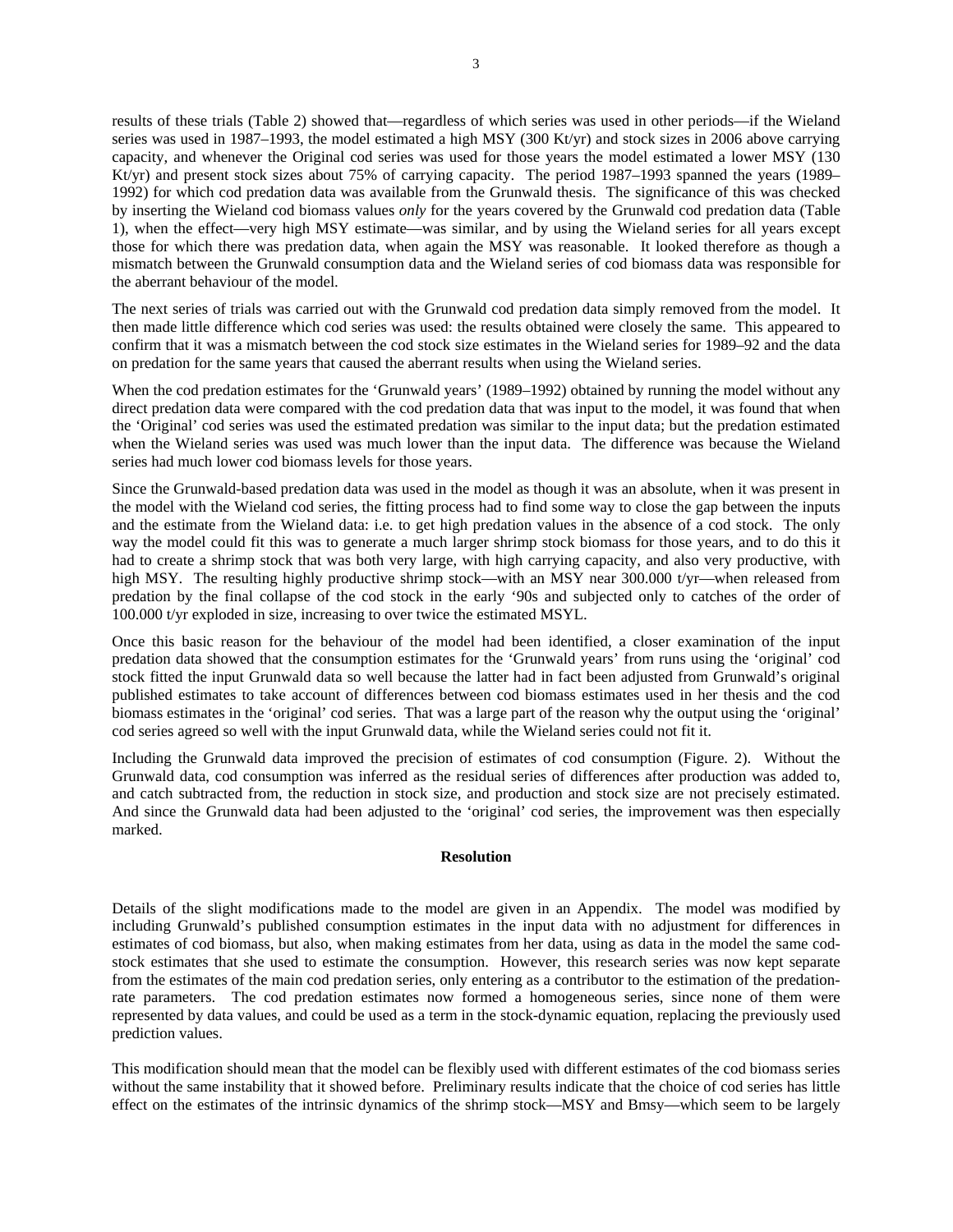results of these trials (Table 2) showed that—regardless of which series was used in other periods—if the Wieland series was used in 1987–1993, the model estimated a high MSY (300 Kt/yr) and stock sizes in 2006 above carrying capacity, and whenever the Original cod series was used for those years the model estimated a lower MSY (130 Kt/yr) and present stock sizes about 75% of carrying capacity. The period 1987–1993 spanned the years (1989–1992) for which cod predation data was available from the Grunwald thesis. The significance of this was checked by inserting the Wieland cod biomass values *only* for the years covered by the Grunwald cod predation data (Table 1), when the effect—very high MSY estimate—was similar, and by using the Wieland series for all years except those for which there was predation data, when again the MSY was reasonable. It looked therefore as though a mismatch between the Grunwald consumption data and the Wieland series of cod biomass data was responsible for the aberrant behaviour of the model.

The next series of trials was carried out with the Grunwald cod predation data simply removed from the model. It then made little difference which cod series was used: the results obtained were closely the same. This appeared to confirm that it was a mismatch between the cod stock size estimates in the Wieland series for 1989–92 and the data on predation for the same years that caused the aberrant results when using the Wieland series.

When the cod predation estimates for the 'Grunwald years' (1989–1992) obtained by running the model without any direct predation data were compared with the cod predation data that was input to the model, it was found that when the 'Original' cod series was used the estimated predation was similar to the input data; but the predation estimated when the Wieland series was used was much lower than the input data. The difference was because the Wieland series had much lower cod biomass levels for those years.

Since the Grunwald-based predation data was used in the model as though it was an absolute, when it was present in the model with the Wieland cod series, the fitting process had to find some way to close the gap between the inputs and the estimate from the Wieland data: i.e. to get high predation values in the absence of a cod stock. The only way the model could fit this was to generate a much larger shrimp stock biomass for those years, and to do this it had to create a shrimp stock that was both very large, with high carrying capacity, and also very productive, with high MSY. The resulting highly productive shrimp stock—with an MSY near 300.000 t/yr—when released from predation by the final collapse of the cod stock in the early '90s and subjected only to catches of the order of 100.000 t/yr exploded in size, increasing to over twice the estimated MSYL.

Once this basic reason for the behaviour of the model had been identified, a closer examination of the input predation data showed that the consumption estimates for the 'Grunwald years' from runs using the 'original' cod stock fitted the input Grunwald data so well because the latter had in fact been adjusted from Grunwald's original published estimates to take account of differences between cod biomass estimates used in her thesis and the cod biomass estimates in the 'original' cod series. That was a large part of the reason why the output using the 'original' cod series agreed so well with the input Grunwald data, while the Wieland series could not fit it.

Including the Grunwald data improved the precision of estimates of cod consumption (Figure. 2). Without the Grunwald data, cod consumption was inferred as the residual series of differences after production was added to, and catch subtracted from, the reduction in stock size, and production and stock size are not precisely estimated. And since the Grunwald data had been adjusted to the 'original' cod series, the improvement was then especially marked.

## Resolution

Details of the slight modifications made to the model are given in an Appendix. The model was modified by including Grunwald's published consumption estimates in the input data with no adjustment for differences in estimates of cod biomass, but also, when making estimates from her data, using as data in the model the same cod-stock estimates that she used to estimate the consumption. However, this research series was now kept separate from the estimates of the main cod predation series, only entering as a contributor to the estimation of the predation-rate parameters. The cod predation estimates now formed a homogeneous series, since none of them were represented by data values, and could be used as a term in the stock-dynamic equation, replacing the previously used prediction values.

This modification should mean that the model can be flexibly used with different estimates of the cod biomass series without the same instability that it showed before. Preliminary results indicate that the choice of cod series has little effect on the estimates of the intrinsic dynamics of the shrimp stock—MSY and Bmsy—which seem to be largely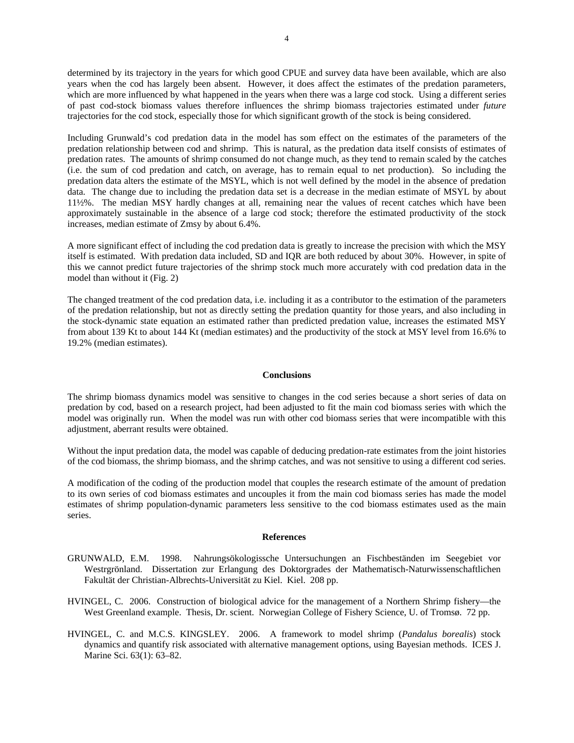determined by its trajectory in the years for which good CPUE and survey data have been available, which are also years when the cod has largely been absent. However, it does affect the estimates of the predation parameters, which are more influenced by what happened in the years when there was a large cod stock. Using a different series of past cod-stock biomass values therefore influences the shrimp biomass trajectories estimated under *future* trajectories for the cod stock, especially those for which significant growth of the stock is being considered.

Including Grunwald's cod predation data in the model has som effect on the estimates of the parameters of the predation relationship between cod and shrimp. This is natural, as the predation data itself consists of estimates of predation rates. The amounts of shrimp consumed do not change much, as they tend to remain scaled by the catches (i.e. the sum of cod predation and catch, on average, has to remain equal to net production). So including the predation data alters the estimate of the MSYL, which is not well defined by the model in the absence of predation data. The change due to including the predation data set is a decrease in the median estimate of MSYL by about 11½%. The median MSY hardly changes at all, remaining near the values of recent catches which have been approximately sustainable in the absence of a large cod stock; therefore the estimated productivity of the stock increases, median estimate of Zmsy by about 6.4%.

A more significant effect of including the cod predation data is greatly to increase the precision with which the MSY itself is estimated. With predation data included, SD and IQR are both reduced by about 30%. However, in spite of this we cannot predict future trajectories of the shrimp stock much more accurately with cod predation data in the model than without it (Fig. 2)

The changed treatment of the cod predation data, i.e. including it as a contributor to the estimation of the parameters of the predation relationship, but not as directly setting the predation quantity for those years, and also including in the stock-dynamic state equation an estimated rather than predicted predation value, increases the estimated MSY from about 139 Kt to about 144 Kt (median estimates) and the productivity of the stock at MSY level from 16.6% to 19.2% (median estimates).

## Conclusions

The shrimp biomass dynamics model was sensitive to changes in the cod series because a short series of data on predation by cod, based on a research project, had been adjusted to fit the main cod biomass series with which the model was originally run. When the model was run with other cod biomass series that were incompatible with this adjustment, aberrant results were obtained.

Without the input predation data, the model was capable of deducing predation-rate estimates from the joint histories of the cod biomass, the shrimp biomass, and the shrimp catches, and was not sensitive to using a different cod series.

A modification of the coding of the production model that couples the research estimate of the amount of predation to its own series of cod biomass estimates and uncouples it from the main cod biomass series has made the model estimates of shrimp population-dynamic parameters less sensitive to the cod biomass estimates used as the main series.

## References

GRUNWALD, E.M. 1998. Nahrungsökologissche Untersuchungen an Fischbeständen im Seegebiet vor Westrgrönland. Dissertation zur Erlangung des Doktorgrades der Mathematisch-Naturwissenschaftlichen Fakultät der Christian-Albrechts-Universität zu Kiel. Kiel. 208 pp.

HVINGEL, C. 2006. Construction of biological advice for the management of a Northern Shrimp fishery—the West Greenland example. Thesis, Dr. scient. Norwegian College of Fishery Science, U. of Tromsø. 72 pp.

HVINGEL, C. and M.C.S. KINGSLEY. 2006. A framework to model shrimp (*Pandalus borealis*) stock dynamics and quantify risk associated with alternative management options, using Bayesian methods. ICES J. Marine Sci. 63(1): 63–82.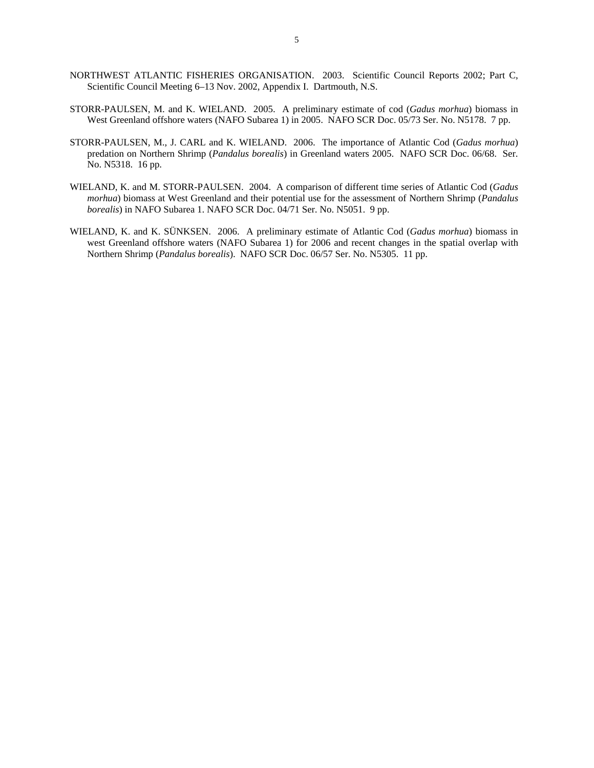NORTHWEST ATLANTIC FISHERIES ORGANISATION. 2003. Scientific Council Reports 2002; Part C, Scientific Council Meeting 6–13 Nov. 2002, Appendix I. Dartmouth, N.S.

STORR-PAULSEN, M. and K. WIELAND. 2005. A preliminary estimate of cod (*Gadus morhua*) biomass in West Greenland offshore waters (NAFO Subarea 1) in 2005. NAFO SCR Doc. 05/73 Ser. No. N5178. 7 pp.

STORR-PAULSEN, M., J. CARL and K. WIELAND. 2006. The importance of Atlantic Cod (*Gadus morhua*) predation on Northern Shrimp (*Pandalus borealis*) in Greenland waters 2005. NAFO SCR Doc. 06/68. Ser. No. N5318. 16 pp.

WIELAND, K. and M. STORR-PAULSEN. 2004. A comparison of different time series of Atlantic Cod (*Gadus morhua*) biomass at West Greenland and their potential use for the assessment of Northern Shrimp (*Pandalus borealis*) in NAFO Subarea 1. NAFO SCR Doc. 04/71 Ser. No. N5051. 9 pp.

WIELAND, K. and K. SÜNKSEN. 2006. A preliminary estimate of Atlantic Cod (*Gadus morhua*) biomass in west Greenland offshore waters (NAFO Subarea 1) for 2006 and recent changes in the spatial overlap with Northern Shrimp (*Pandalus borealis*). NAFO SCR Doc. 06/57 Ser. No. N5305. 11 pp.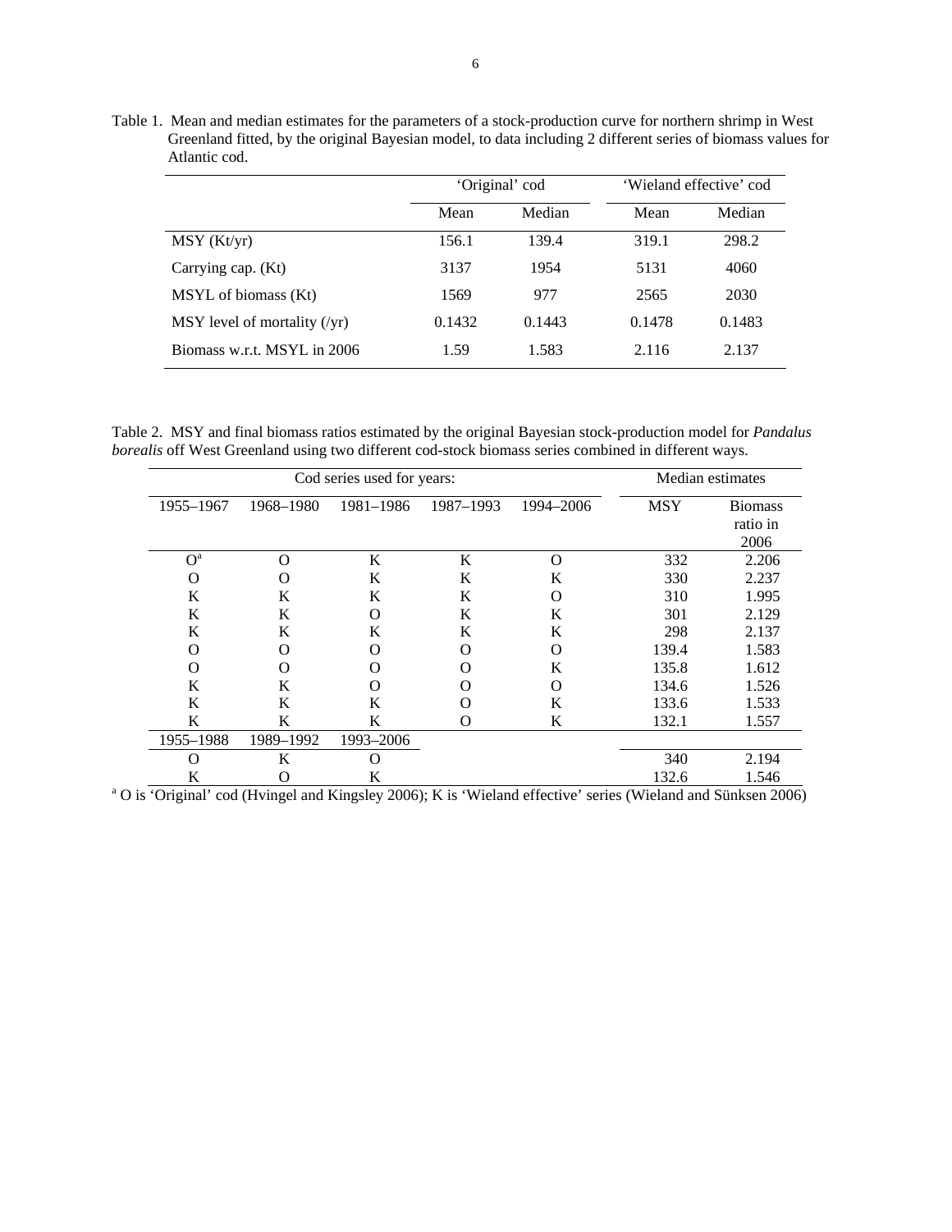Table 1. Mean and median estimates for the parameters of a stock-production curve for northern shrimp in West Greenland fitted, by the original Bayesian model, to data including 2 different series of biomass values for Atlantic cod.

| | 'Original' cod | | 'Wieland effective' cod | |
|---|---|---|---|---|
| | Mean | Median | Mean | Median |
| MSY (Kt/yr) | 156.1 | 139.4 | 319.1 | 298.2 |
| Carrying cap. (Kt) | 3137 | 1954 | 5131 | 4060 |
| MSYL of biomass (Kt) | 1569 | 977 | 2565 | 2030 |
| MSY level of mortality (/yr) | 0.1432 | 0.1443 | 0.1478 | 0.1483 |
| Biomass w.r.t. MSYL in 2006 | 1.59 | 1.583 | 2.116 | 2.137 |

Table 2. MSY and final biomass ratios estimated by the original Bayesian stock-production model for *Pandalus borealis* off West Greenland using two different cod-stock biomass series combined in different ways.

| Cod series used for years: | | | | | Median estimates | |
|---|---|---|---|---|---|---|
| 1955–1967 | 1968–1980 | 1981–1986 | 1987–1993 | 1994–2006 | MSY | Biomass ratio in 2006 |
| O[a] | O | K | K | O | 332 | 2.206 |
| O | O | K | K | K | 330 | 2.237 |
| K | K | K | K | O | 310 | 1.995 |
| K | K | O | K | K | 301 | 2.129 |
| K | K | K | K | K | 298 | 2.137 |
| O | O | O | O | O | 139.4 | 1.583 |
| O | O | O | O | K | 135.8 | 1.612 |
| K | K | O | O | O | 134.6 | 1.526 |
| K | K | K | O | K | 133.6 | 1.533 |
| K | K | K | O | K | 132.1 | 1.557 |
| 1955–1988 | 1989–1992 | 1993–2006 | | | | |
| O | K | O | | | 340 | 2.194 |
| K | O | K | | | 132.6 | 1.546 |

[a] O is 'Original' cod (Hvingel and Kingsley 2006); K is 'Wieland effective' series (Wieland and Sünksen 2006)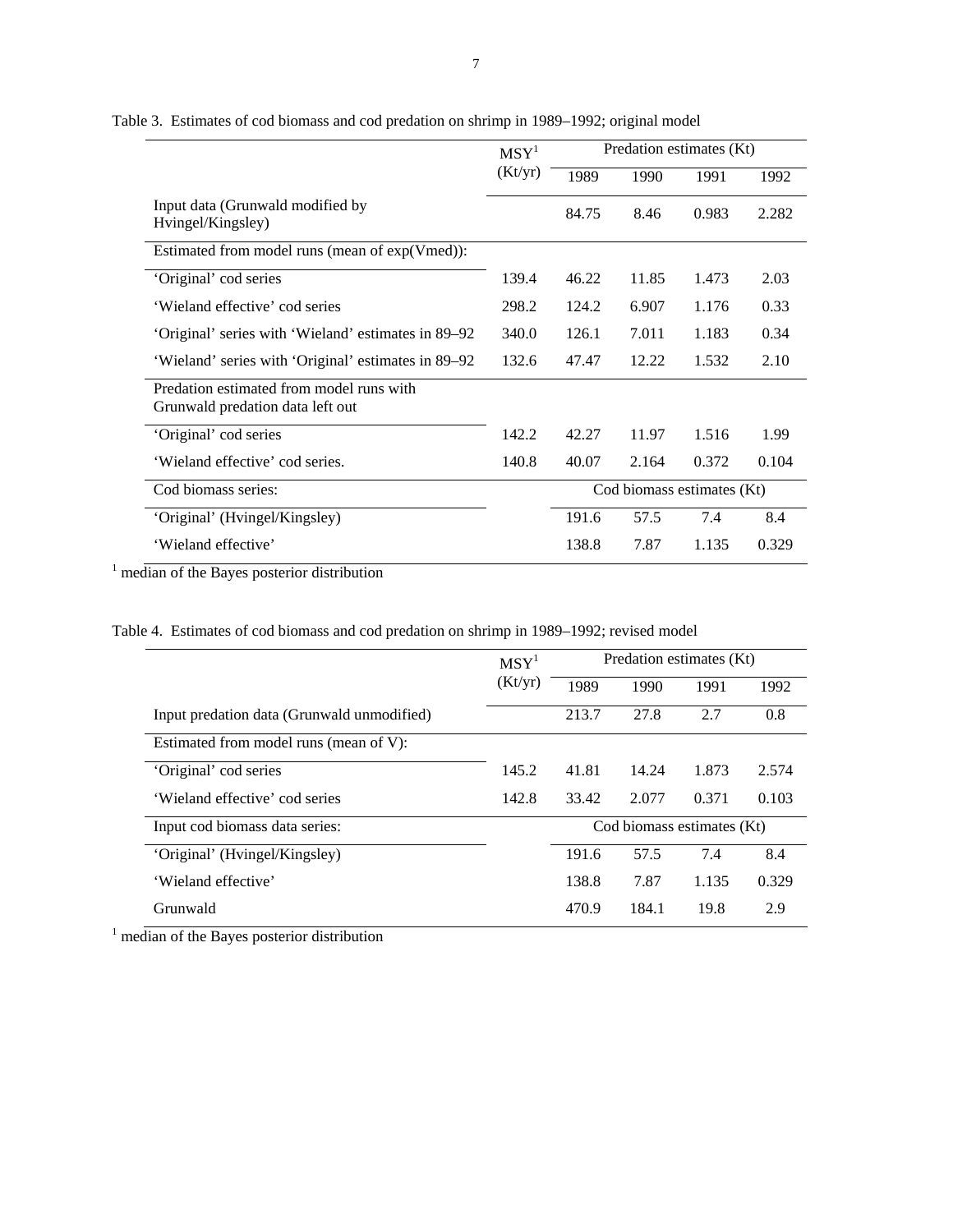Table 3. Estimates of cod biomass and cod predation on shrimp in 1989–1992; original model

| | MSY[1] (Kt/yr) | Predation estimates (Kt) | | | |
|---|---|---|---|---|---|
| | | 1989 | 1990 | 1991 | 1992 |
| Input data (Grunwald modified by Hvingel/Kingsley) | | 84.75 | 8.46 | 0.983 | 2.282 |
| Estimated from model runs (mean of exp(Vmed)): | | | | | |
| 'Original' cod series | 139.4 | 46.22 | 11.85 | 1.473 | 2.03 |
| 'Wieland effective' cod series | 298.2 | 124.2 | 6.907 | 1.176 | 0.33 |
| 'Original' series with 'Wieland' estimates in 89–92 | 340.0 | 126.1 | 7.011 | 1.183 | 0.34 |
| 'Wieland' series with 'Original' estimates in 89–92 | 132.6 | 47.47 | 12.22 | 1.532 | 2.10 |
| Predation estimated from model runs with Grunwald predation data left out | | | | | |
| 'Original' cod series | 142.2 | 42.27 | 11.97 | 1.516 | 1.99 |
| 'Wieland effective' cod series. | 140.8 | 40.07 | 2.164 | 0.372 | 0.104 |
| Cod biomass series: | | Cod biomass estimates (Kt) | | | |
| 'Original' (Hvingel/Kingsley) | | 191.6 | 57.5 | 7.4 | 8.4 |
| 'Wieland effective' | | 138.8 | 7.87 | 1.135 | 0.329 |

[1] median of the Bayes posterior distribution

Table 4. Estimates of cod biomass and cod predation on shrimp in 1989–1992; revised model

| | MSY[1] (Kt/yr) | Predation estimates (Kt) | | | |
|---|---|---|---|---|---|
| | | 1989 | 1990 | 1991 | 1992 |
| Input predation data (Grunwald unmodified) | | 213.7 | 27.8 | 2.7 | 0.8 |
| Estimated from model runs (mean of V): | | | | | |
| 'Original' cod series | 145.2 | 41.81 | 14.24 | 1.873 | 2.574 |
| 'Wieland effective' cod series | 142.8 | 33.42 | 2.077 | 0.371 | 0.103 |
| Input cod biomass data series: | | Cod biomass estimates (Kt) | | | |
| 'Original' (Hvingel/Kingsley) | | 191.6 | 57.5 | 7.4 | 8.4 |
| 'Wieland effective' | | 138.8 | 7.87 | 1.135 | 0.329 |
| Grunwald | | 470.9 | 184.1 | 19.8 | 2.9 |

[1] median of the Bayes posterior distribution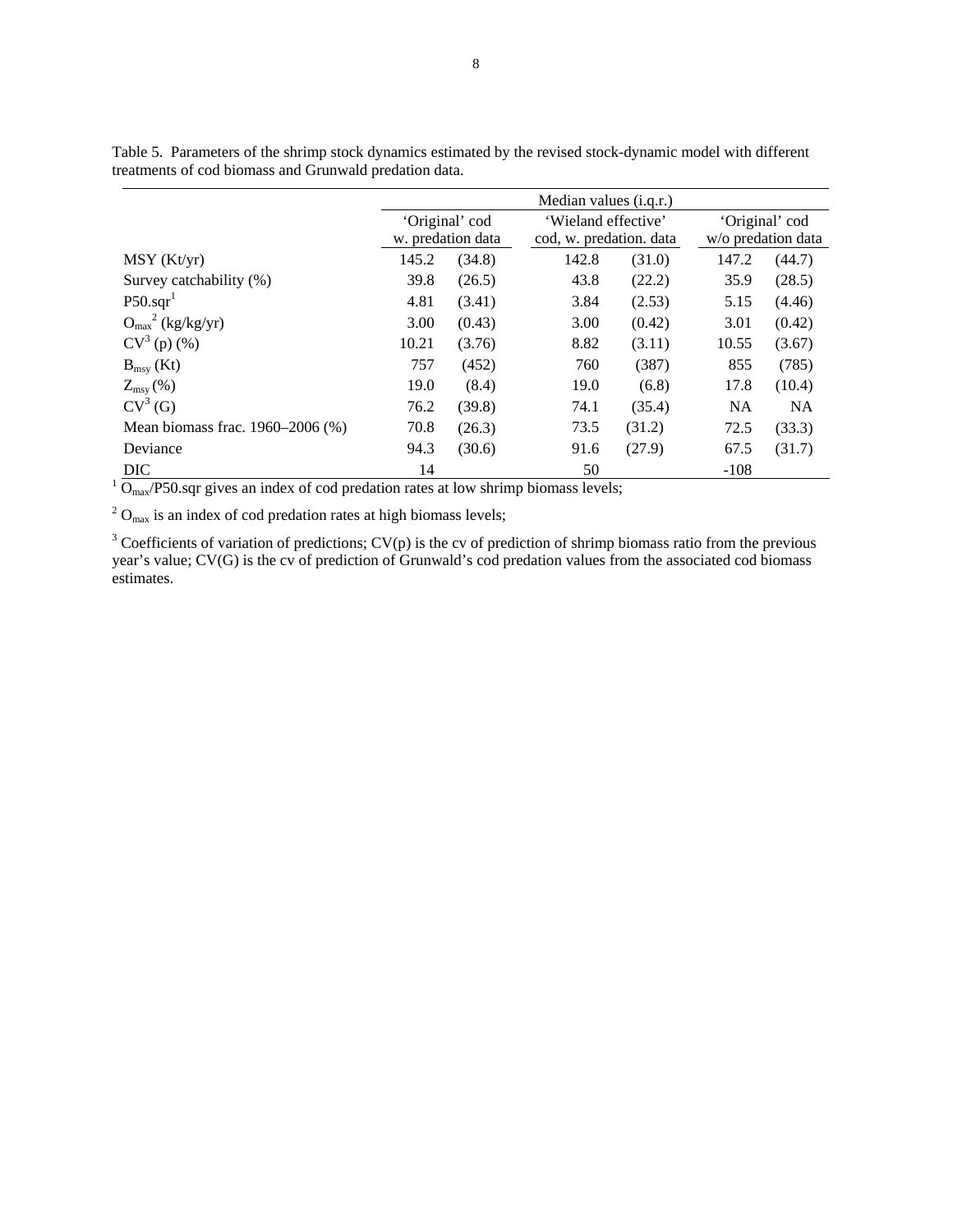Table 5. Parameters of the shrimp stock dynamics estimated by the revised stock-dynamic model with different treatments of cod biomass and Grunwald predation data.

| | Median values (i.q.r.) | | | | | |
|---|---|---|---|---|---|---|
| | 'Original' cod w. predation data | | 'Wieland effective' cod, w. predation. data | | 'Original' cod w/o predation data | |
| MSY (Kt/yr) | 145.2 | (34.8) | 142.8 | (31.0) | 147.2 | (44.7) |
| Survey catchability (%) | 39.8 | (26.5) | 43.8 | (22.2) | 35.9 | (28.5) |
| P50.sqr[1] | 4.81 | (3.41) | 3.84 | (2.53) | 5.15 | (4.46) |
| $O_{max}$[2] (kg/kg/yr) | 3.00 | (0.43) | 3.00 | (0.42) | 3.01 | (0.42) |
| CV[3] (p) (%) | 10.21 | (3.76) | 8.82 | (3.11) | 10.55 | (3.67) |
| $B_{msy}$ (Kt) | 757 | (452) | 760 | (387) | 855 | (785) |
| $Z_{msy}$ (%) | 19.0 | (8.4) | 19.0 | (6.8) | 17.8 | (10.4) |
| CV[3] (G) | 76.2 | (39.8) | 74.1 | (35.4) | NA | NA |
| Mean biomass frac. 1960–2006 (%) | 70.8 | (26.3) | 73.5 | (31.2) | 72.5 | (33.3) |
| Deviance | 94.3 | (30.6) | 91.6 | (27.9) | 67.5 | (31.7) |
| DIC | 14 | | 50 | | -108 | |

[1] $O_{max}$/P50.sqr gives an index of cod predation rates at low shrimp biomass levels;

[2] $O_{max}$ is an index of cod predation rates at high biomass levels;

[3] Coefficients of variation of predictions; CV(p) is the cv of prediction of shrimp biomass ratio from the previous year's value; CV(G) is the cv of prediction of Grunwald's cod predation values from the associated cod biomass estimates.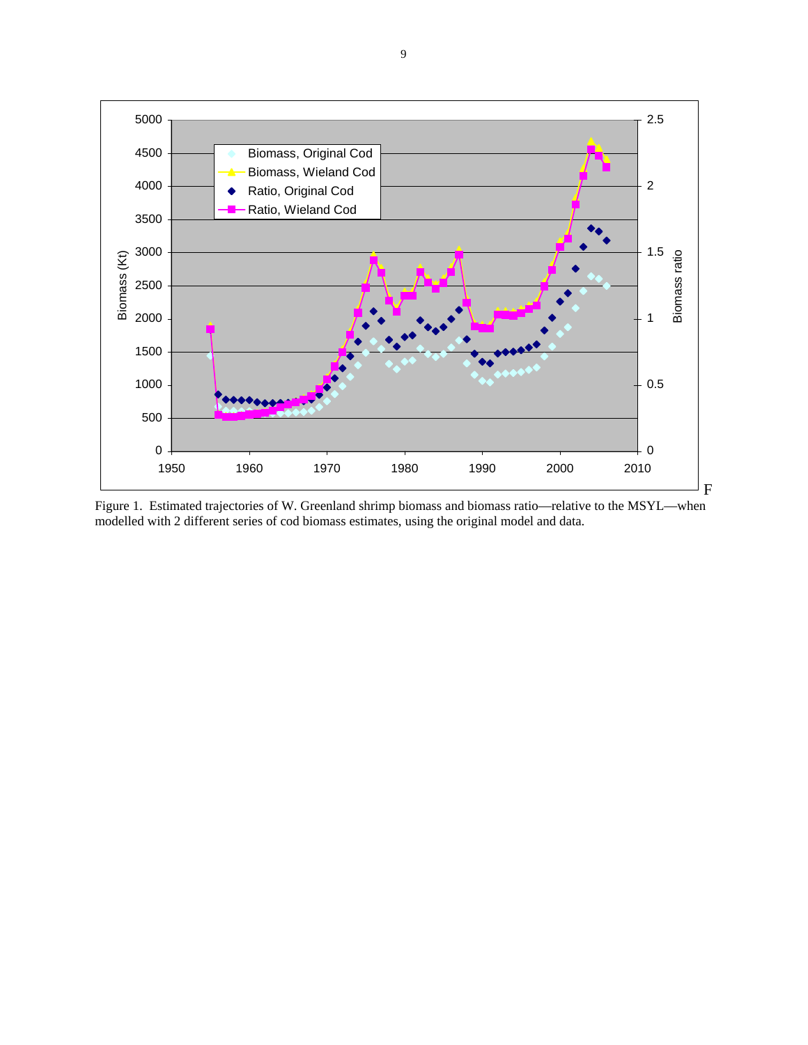Figure 1. Estimated trajectories of W. Greenland shrimp biomass and biomass ratio—relative to the MSYL—when modelled with 2 different series of cod biomass estimates, using the original model and data.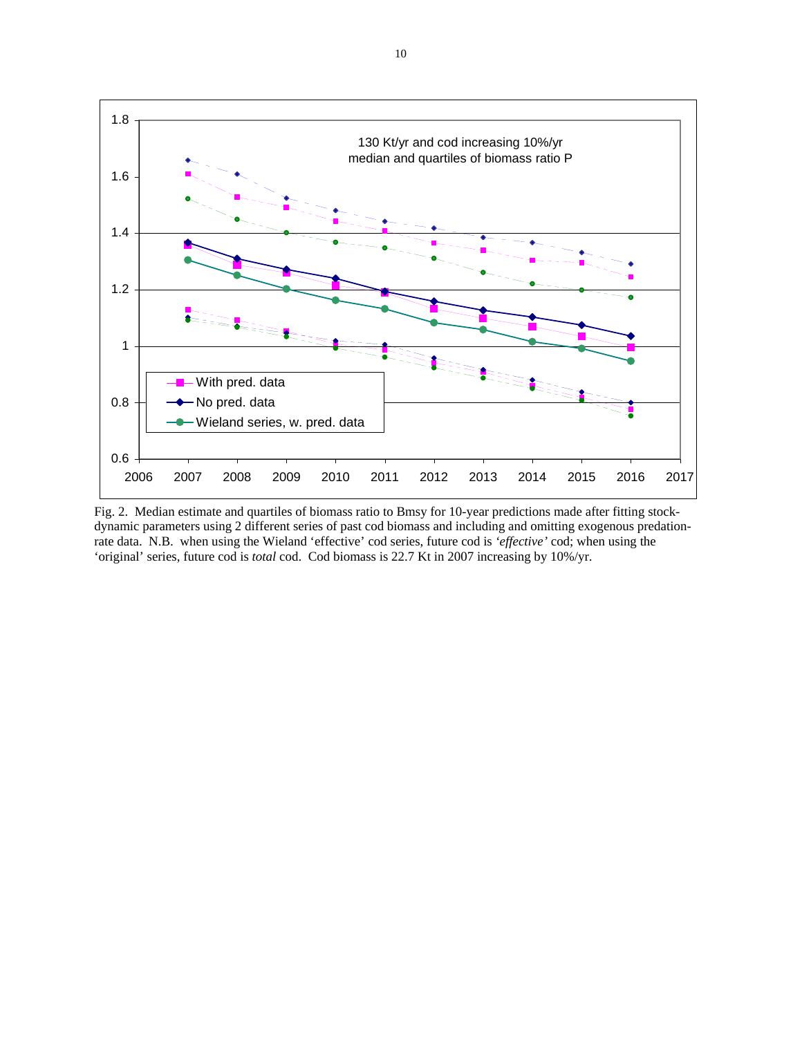Fig. 2. Median estimate and quartiles of biomass ratio to Bmsy for 10-year predictions made after fitting stock-dynamic parameters using 2 different series of past cod biomass and including and omitting exogenous predation-rate data. N.B. when using the Wieland 'effective' cod series, future cod is *'effective'* cod; when using the 'original' series, future cod is *total* cod. Cod biomass is 22.7 Kt in 2007 increasing by 10%/yr.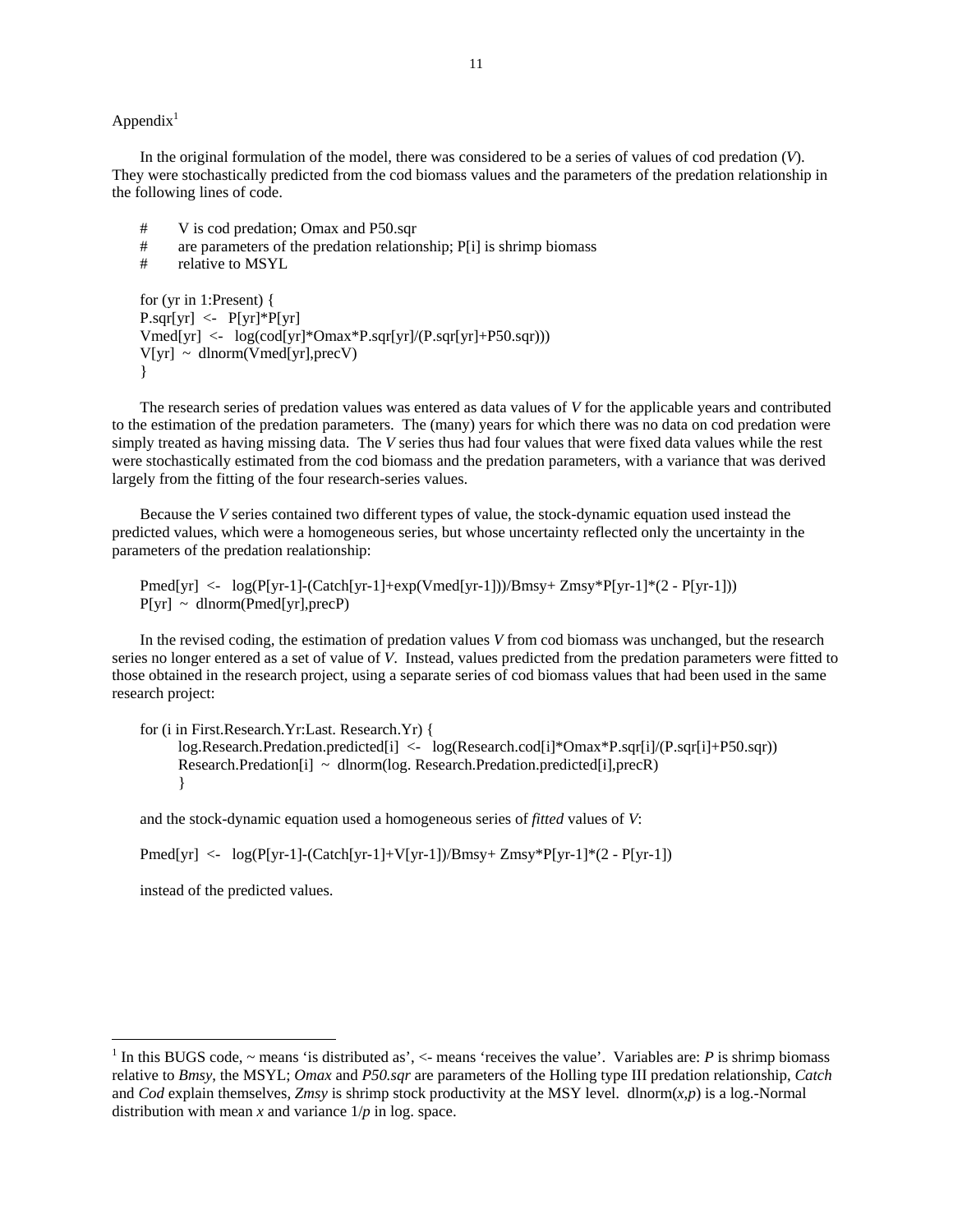Appendix[1]

In the original formulation of the model, there was considered to be a series of values of cod predation (*V*). They were stochastically predicted from the cod biomass values and the parameters of the predation relationship in the following lines of code.

```
#       V is cod predation; Omax and P50.sqr
#       are parameters of the predation relationship; P[i] is shrimp biomass
#       relative to MSYL

for (yr in 1:Present) {
P.sqr[yr]  <-   P[yr]*P[yr]
Vmed[yr]  <-   log(cod[yr]*Omax*P.sqr[yr]/(P.sqr[yr]+P50.sqr)))
V[yr]  ~  dlnorm(Vmed[yr],precV)
}
```

The research series of predation values was entered as data values of *V* for the applicable years and contributed to the estimation of the predation parameters. The (many) years for which there was no data on cod predation were simply treated as having missing data. The *V* series thus had four values that were fixed data values while the rest were stochastically estimated from the cod biomass and the predation parameters, with a variance that was derived largely from the fitting of the four research-series values.

Because the *V* series contained two different types of value, the stock-dynamic equation used instead the predicted values, which were a homogeneous series, but whose uncertainty reflected only the uncertainty in the parameters of the predation realationship:

```
Pmed[yr]  <-   log(P[yr-1]-(Catch[yr-1]+exp(Vmed[yr-1]))/Bmsy+ Zmsy*P[yr-1]*(2 - P[yr-1]))
P[yr]  ~  dlnorm(Pmed[yr],precP)
```

In the revised coding, the estimation of predation values *V* from cod biomass was unchanged, but the research series no longer entered as a set of value of *V*. Instead, values predicted from the predation parameters were fitted to those obtained in the research project, using a separate series of cod biomass values that had been used in the same research project:

```
for (i in First.Research.Yr:Last. Research.Yr) {
        log.Research.Predation.predicted[i]  <-   log(Research.cod[i]*Omax*P.sqr[i]/(P.sqr[i]+P50.sqr))
        Research.Predation[i]  ~  dlnorm(log. Research.Predation.predicted[i],precR)
        }
```

and the stock-dynamic equation used a homogeneous series of *fitted* values of *V*:

```
Pmed[yr]  <-   log(P[yr-1]-(Catch[yr-1]+V[yr-1])/Bmsy+ Zmsy*P[yr-1]*(2 - P[yr-1])
```

instead of the predicted values.

---

[1] In this BUGS code, ~ means 'is distributed as', <- means 'receives the value'. Variables are: *P* is shrimp biomass relative to *Bmsy*, the MSYL; *Omax* and *P50.sqr* are parameters of the Holling type III predation relationship, *Catch* and *Cod* explain themselves, *Zmsy* is shrimp stock productivity at the MSY level. dlnorm($x$,$p$) is a log.-Normal distribution with mean $x$ and variance $1/p$ in log. space.